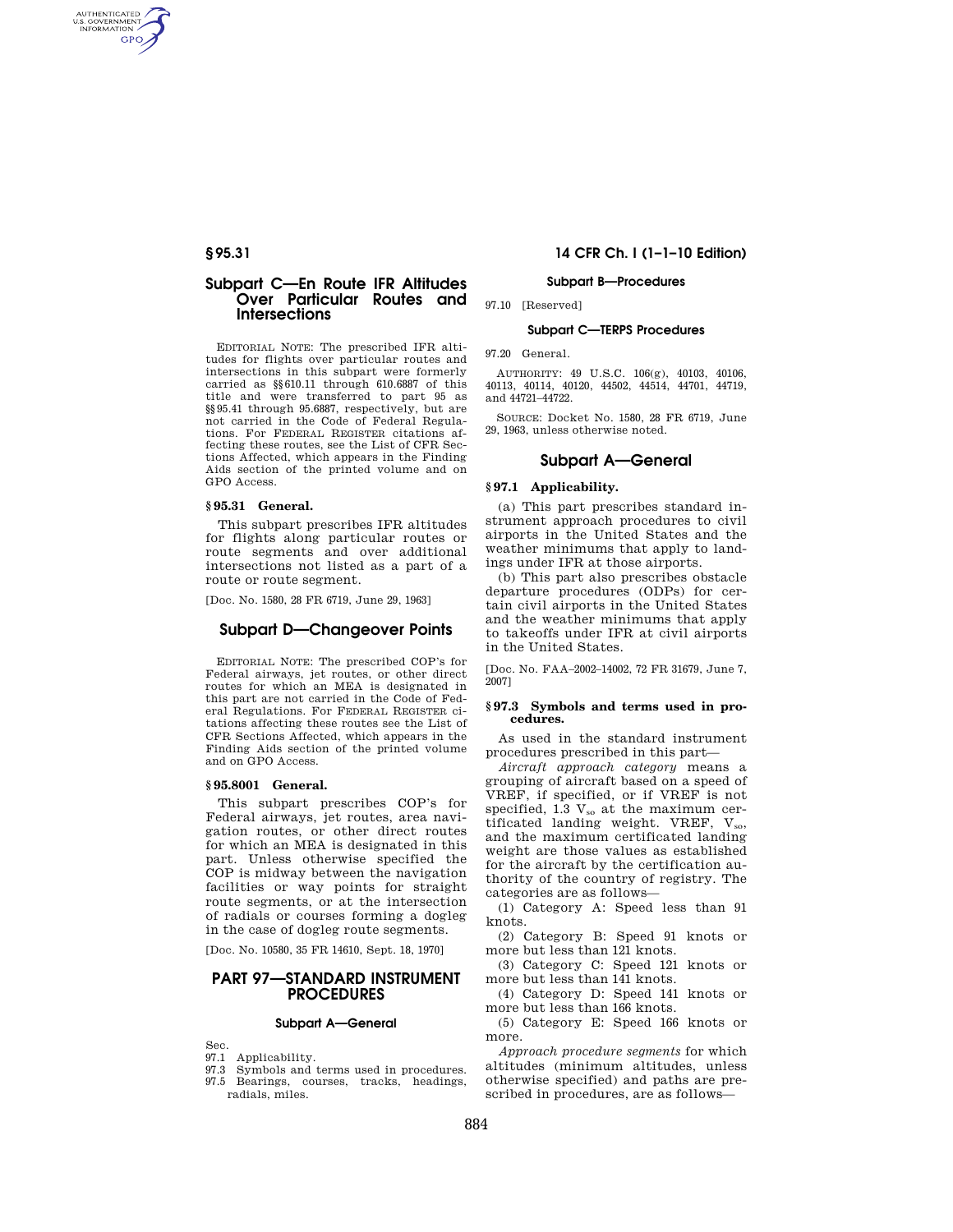## Subpart C—En Route IFR Altitudes Over Particular Routes and Intersections

EDITORIAL NOTE: The prescribed IFR altitudes for flights over particular routes and intersections in this subpart were formerly carried as §§610.11 through 610.6887 of this title and were transferred to part 95 as §§95.41 through 95.6887, respectively, but are not carried in the Code of Federal Regulations. For FEDERAL REGISTER citations affecting these routes, see the List of CFR Sections Affected, which appears in the Finding Aids section of the printed volume and on GPO Access.

### § 95.31 General.

This subpart prescribes IFR altitudes for flights along particular routes or route segments and over additional intersections not listed as a part of a route or route segment.

[Doc. No. 1580, 28 FR 6719, June 29, 1963]

## Subpart D—Changeover Points

EDITORIAL NOTE: The prescribed COP's for Federal airways, jet routes, or other direct routes for which an MEA is designated in this part are not carried in the Code of Federal Regulations. For FEDERAL REGISTER citations affecting these routes see the List of CFR Sections Affected, which appears in the Finding Aids section of the printed volume and on GPO Access.

### § 95.8001 General.

This subpart prescribes COP's for Federal airways, jet routes, area navigation routes, or other direct routes for which an MEA is designated in this part. Unless otherwise specified the COP is midway between the navigation facilities or way points for straight route segments, or at the intersection of radials or courses forming a dogleg in the case of dogleg route segments.

[Doc. No. 10580, 35 FR 14610, Sept. 18, 1970]

# PART 97—STANDARD INSTRUMENT PROCEDURES

#### Subpart A—General

Sec.
97.1 Applicability.
97.3 Symbols and terms used in procedures.
97.5 Bearings, courses, tracks, headings, radials, miles.

#### Subpart B—Procedures

97.10 [Reserved]

#### Subpart C—TERPS Procedures

97.20 General.

AUTHORITY: 49 U.S.C. 106(g), 40103, 40106, 40113, 40114, 40120, 44502, 44514, 44701, 44719, and 44721–44722.

SOURCE: Docket No. 1580, 28 FR 6719, June 29, 1963, unless otherwise noted.

## Subpart A—General

### § 97.1 Applicability.

(a) This part prescribes standard instrument approach procedures to civil airports in the United States and the weather minimums that apply to landings under IFR at those airports.

(b) This part also prescribes obstacle departure procedures (ODPs) for certain civil airports in the United States and the weather minimums that apply to takeoffs under IFR at civil airports in the United States.

[Doc. No. FAA–2002–14002, 72 FR 31679, June 7, 2007]

### § 97.3 Symbols and terms used in procedures.

As used in the standard instrument procedures prescribed in this part—

*Aircraft approach category* means a grouping of aircraft based on a speed of VREF, if specified, or if VREF is not specified, 1.3 $V_{so}$ at the maximum certificated landing weight. VREF, $V_{so}$, and the maximum certificated landing weight are those values as established for the aircraft by the certification authority of the country of registry. The categories are as follows—

(1) Category A: Speed less than 91 knots.

(2) Category B: Speed 91 knots or more but less than 121 knots.

(3) Category C: Speed 121 knots or more but less than 141 knots.

(4) Category D: Speed 141 knots or more but less than 166 knots.

(5) Category E: Speed 166 knots or more.

*Approach procedure segments* for which altitudes (minimum altitudes, unless otherwise specified) and paths are prescribed in procedures, are as follows—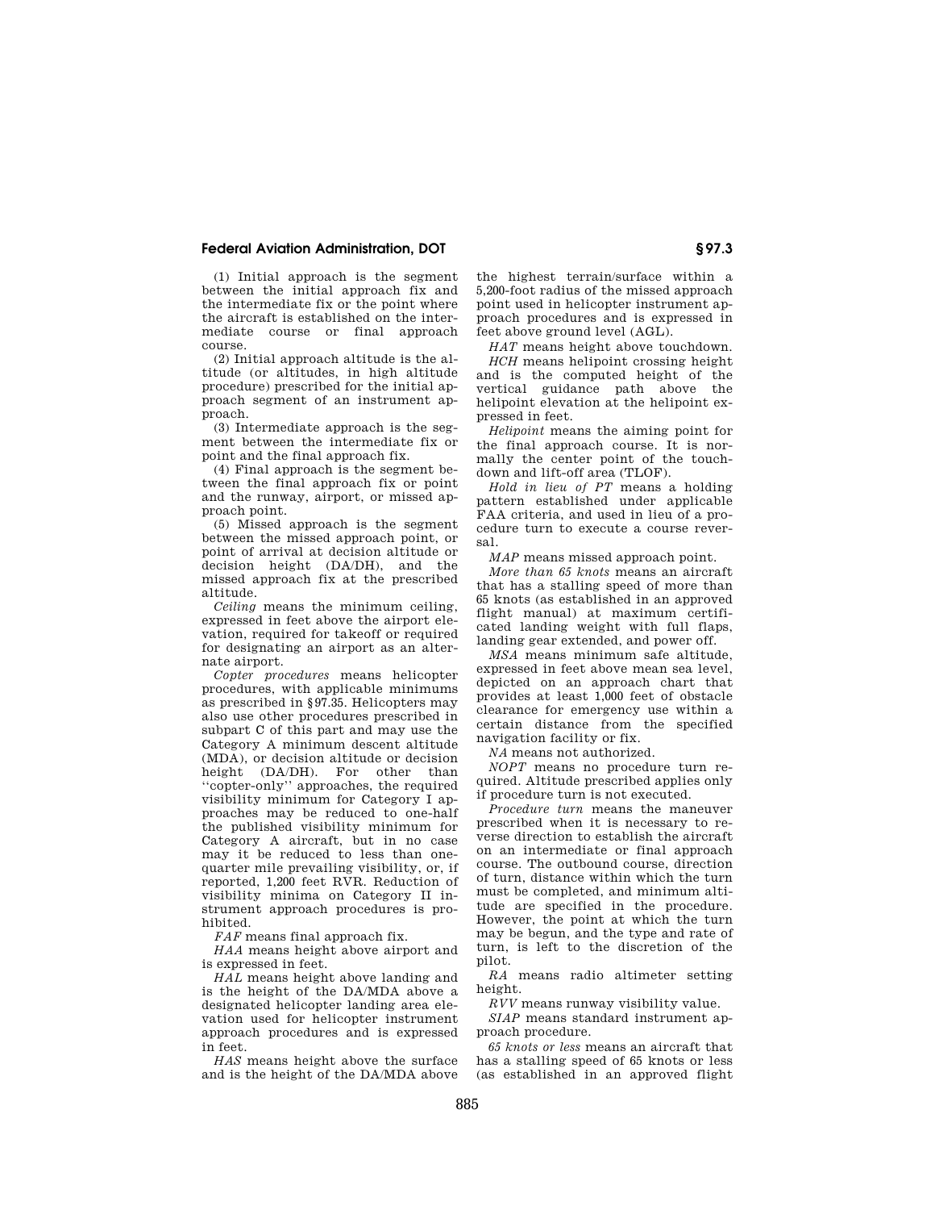(1) Initial approach is the segment between the initial approach fix and the intermediate fix or the point where the aircraft is established on the intermediate course or final approach course.

(2) Initial approach altitude is the altitude (or altitudes, in high altitude procedure) prescribed for the initial approach segment of an instrument approach.

(3) Intermediate approach is the segment between the intermediate fix or point and the final approach fix.

(4) Final approach is the segment between the final approach fix or point and the runway, airport, or missed approach point.

(5) Missed approach is the segment between the missed approach point, or point of arrival at decision altitude or decision height (DA/DH), and the missed approach fix at the prescribed altitude.

*Ceiling* means the minimum ceiling, expressed in feet above the airport elevation, required for takeoff or required for designating an airport as an alternate airport.

*Copter procedures* means helicopter procedures, with applicable minimums as prescribed in §97.35. Helicopters may also use other procedures prescribed in subpart C of this part and may use the Category A minimum descent altitude (MDA), or decision altitude or decision height (DA/DH). For other than "copter-only" approaches, the required visibility minimum for Category I approaches may be reduced to one-half the published visibility minimum for Category A aircraft, but in no case may it be reduced to less than one-quarter mile prevailing visibility, or, if reported, 1,200 feet RVR. Reduction of visibility minima on Category II instrument approach procedures is prohibited.

*FAF* means final approach fix.

*HAA* means height above airport and is expressed in feet.

*HAL* means height above landing and is the height of the DA/MDA above a designated helicopter landing area elevation used for helicopter instrument approach procedures and is expressed in feet.

*HAS* means height above the surface and is the height of the DA/MDA above the highest terrain/surface within a 5,200-foot radius of the missed approach point used in helicopter instrument approach procedures and is expressed in feet above ground level (AGL).

*HAT* means height above touchdown.

*HCH* means helipoint crossing height and is the computed height of the vertical guidance path above the helipoint elevation at the helipoint expressed in feet.

*Helipoint* means the aiming point for the final approach course. It is normally the center point of the touchdown and lift-off area (TLOF).

*Hold in lieu of PT* means a holding pattern established under applicable FAA criteria, and used in lieu of a procedure turn to execute a course reversal.

*MAP* means missed approach point.

*More than 65 knots* means an aircraft that has a stalling speed of more than 65 knots (as established in an approved flight manual) at maximum certificated landing weight with full flaps, landing gear extended, and power off.

*MSA* means minimum safe altitude, expressed in feet above mean sea level, depicted on an approach chart that provides at least 1,000 feet of obstacle clearance for emergency use within a certain distance from the specified navigation facility or fix.

*NA* means not authorized.

*NOPT* means no procedure turn required. Altitude prescribed applies only if procedure turn is not executed.

*Procedure turn* means the maneuver prescribed when it is necessary to reverse direction to establish the aircraft on an intermediate or final approach course. The outbound course, direction of turn, distance within which the turn must be completed, and minimum altitude are specified in the procedure. However, the point at which the turn may be begun, and the type and rate of turn, is left to the discretion of the pilot.

*RA* means radio altimeter setting height.

*RVV* means runway visibility value.

*SIAP* means standard instrument approach procedure.

*65 knots or less* means an aircraft that has a stalling speed of 65 knots or less (as established in an approved flight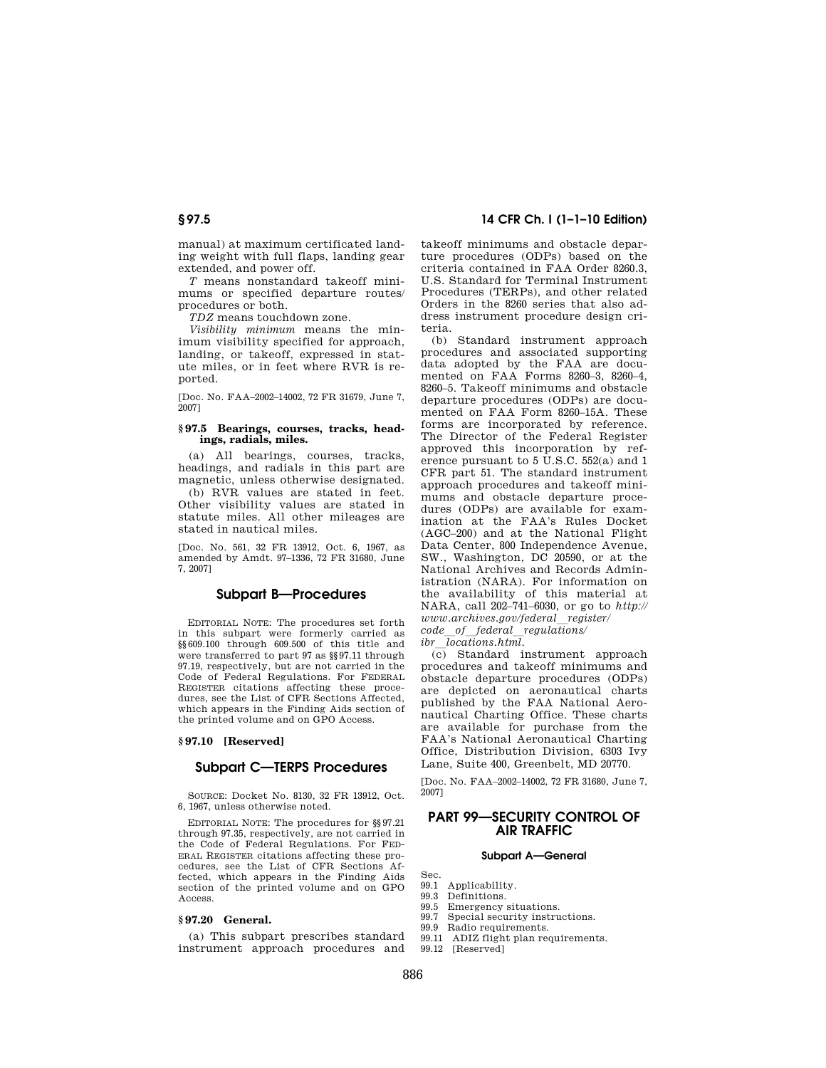manual) at maximum certificated landing weight with full flaps, landing gear extended, and power off.

*T* means nonstandard takeoff minimums or specified departure routes/procedures or both.

*TDZ* means touchdown zone.

*Visibility minimum* means the minimum visibility specified for approach, landing, or takeoff, expressed in statute miles, or in feet where RVR is reported.

[Doc. No. FAA–2002–14002, 72 FR 31679, June 7, 2007]

### § 97.5 Bearings, courses, tracks, headings, radials, miles.

(a) All bearings, courses, tracks, headings, and radials in this part are magnetic, unless otherwise designated.

(b) RVR values are stated in feet. Other visibility values are stated in statute miles. All other mileages are stated in nautical miles.

[Doc. No. 561, 32 FR 13912, Oct. 6, 1967, as amended by Amdt. 97–1336, 72 FR 31680, June 7, 2007]

## Subpart B—Procedures

EDITORIAL NOTE: The procedures set forth in this subpart were formerly carried as §§ 609.100 through 609.500 of this title and were transferred to part 97 as §§ 97.11 through 97.19, respectively, but are not carried in the Code of Federal Regulations. For FEDERAL REGISTER citations affecting these procedures, see the List of CFR Sections Affected, which appears in the Finding Aids section of the printed volume and on GPO Access.

### § 97.10 [Reserved]

## Subpart C—TERPS Procedures

SOURCE: Docket No. 8130, 32 FR 13912, Oct. 6, 1967, unless otherwise noted.

EDITORIAL NOTE: The procedures for §§ 97.21 through 97.35, respectively, are not carried in the Code of Federal Regulations. For FEDERAL REGISTER citations affecting these procedures, see the List of CFR Sections Affected, which appears in the Finding Aids section of the printed volume and on GPO Access.

### § 97.20 General.

(a) This subpart prescribes standard instrument approach procedures and takeoff minimums and obstacle departure procedures (ODPs) based on the criteria contained in FAA Order 8260.3, U.S. Standard for Terminal Instrument Procedures (TERPs), and other related Orders in the 8260 series that also address instrument procedure design criteria.

(b) Standard instrument approach procedures and associated supporting data adopted by the FAA are documented on FAA Forms 8260–3, 8260–4, 8260–5. Takeoff minimums and obstacle departure procedures (ODPs) are documented on FAA Form 8260–15A. These forms are incorporated by reference. The Director of the Federal Register approved this incorporation by reference pursuant to 5 U.S.C. 552(a) and 1 CFR part 51. The standard instrument approach procedures and takeoff minimums and obstacle departure procedures (ODPs) are available for examination at the FAA's Rules Docket (AGC–200) and at the National Flight Data Center, 800 Independence Avenue, SW., Washington, DC 20590, or at the National Archives and Records Administration (NARA). For information on the availability of this material at NARA, call 202–741–6030, or go to *http://www.archives.gov/federal_register/code_of_federal_regulations/ibr_locations.html.*

(c) Standard instrument approach procedures and takeoff minimums and obstacle departure procedures (ODPs) are depicted on aeronautical charts published by the FAA National Aeronautical Charting Office. These charts are available for purchase from the FAA's National Aeronautical Charting Office, Distribution Division, 6303 Ivy Lane, Suite 400, Greenbelt, MD 20770.

[Doc. No. FAA–2002–14002, 72 FR 31680, June 7, 2007]

# PART 99—SECURITY CONTROL OF AIR TRAFFIC

## Subpart A—General

Sec.
99.1 Applicability.
99.3 Definitions.
99.5 Emergency situations.
99.7 Special security instructions.
99.9 Radio requirements.
99.11 ADIZ flight plan requirements.
99.12 [Reserved]